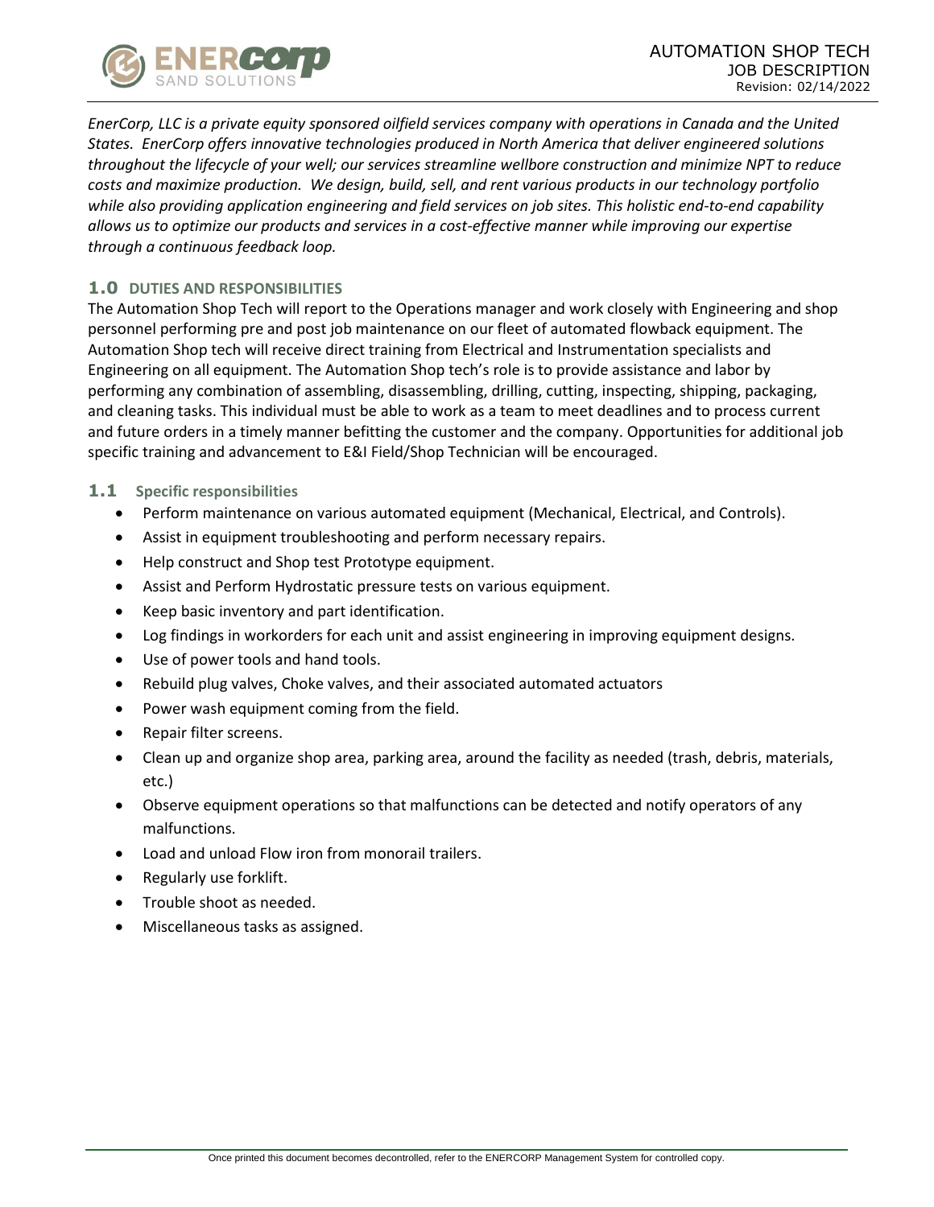# AUTOMATION SHOP TECH

JOB DESCRIPTION

Revision: 02/14/2022

*EnerCorp, LLC is a private equity sponsored oilfield services company with operations in Canada and the United States. EnerCorp offers innovative technologies produced in North America that deliver engineered solutions throughout the lifecycle of your well; our services streamline wellbore construction and minimize NPT to reduce costs and maximize production. We design, build, sell, and rent various products in our technology portfolio while also providing application engineering and field services on job sites. This holistic end-to-end capability allows us to optimize our products and services in a cost-effective manner while improving our expertise through a continuous feedback loop.*

## 1.0 DUTIES AND RESPONSIBILITIES

The Automation Shop Tech will report to the Operations manager and work closely with Engineering and shop personnel performing pre and post job maintenance on our fleet of automated flowback equipment. The Automation Shop tech will receive direct training from Electrical and Instrumentation specialists and Engineering on all equipment. The Automation Shop tech's role is to provide assistance and labor by performing any combination of assembling, disassembling, drilling, cutting, inspecting, shipping, packaging, and cleaning tasks. This individual must be able to work as a team to meet deadlines and to process current and future orders in a timely manner befitting the customer and the company. Opportunities for additional job specific training and advancement to E&I Field/Shop Technician will be encouraged.

### 1.1 Specific responsibilities

- Perform maintenance on various automated equipment (Mechanical, Electrical, and Controls).
- Assist in equipment troubleshooting and perform necessary repairs.
- Help construct and Shop test Prototype equipment.
- Assist and Perform Hydrostatic pressure tests on various equipment.
- Keep basic inventory and part identification.
- Log findings in workorders for each unit and assist engineering in improving equipment designs.
- Use of power tools and hand tools.
- Rebuild plug valves, Choke valves, and their associated automated actuators
- Power wash equipment coming from the field.
- Repair filter screens.
- Clean up and organize shop area, parking area, around the facility as needed (trash, debris, materials, etc.)
- Observe equipment operations so that malfunctions can be detected and notify operators of any malfunctions.
- Load and unload Flow iron from monorail trailers.
- Regularly use forklift.
- Trouble shoot as needed.
- Miscellaneous tasks as assigned.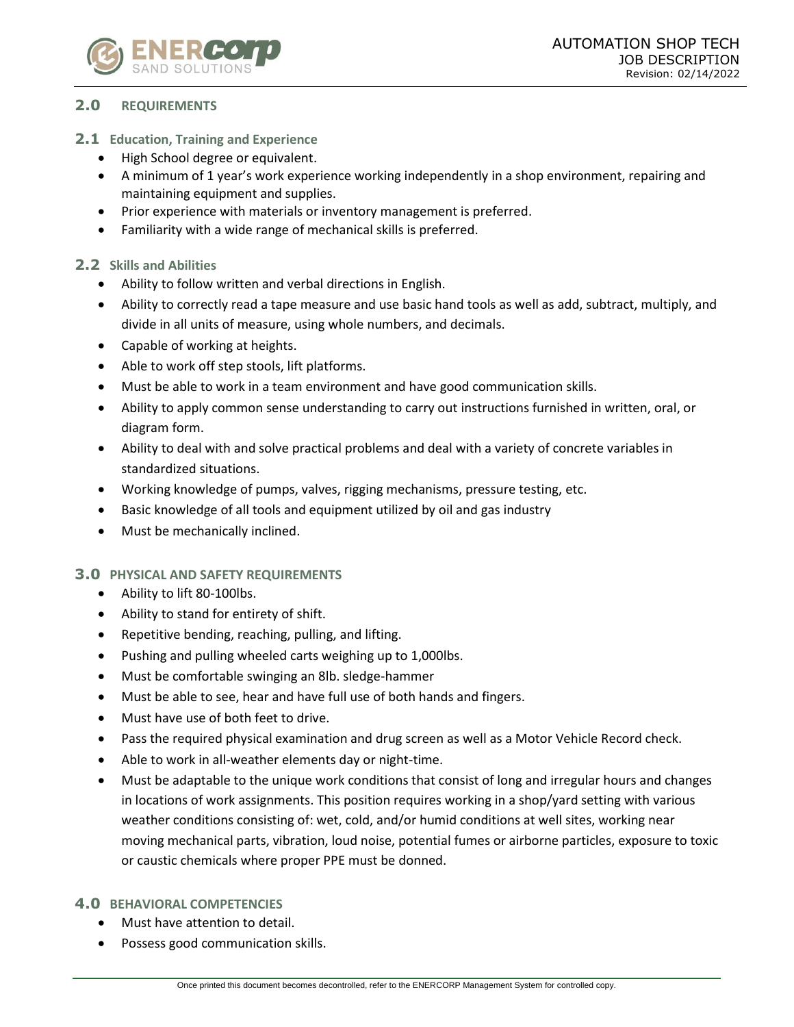## 2.0 REQUIREMENTS

### 2.1 Education, Training and Experience

- High School degree or equivalent.
- A minimum of 1 year's work experience working independently in a shop environment, repairing and maintaining equipment and supplies.
- Prior experience with materials or inventory management is preferred.
- Familiarity with a wide range of mechanical skills is preferred.

### 2.2 Skills and Abilities

- Ability to follow written and verbal directions in English.
- Ability to correctly read a tape measure and use basic hand tools as well as add, subtract, multiply, and divide in all units of measure, using whole numbers, and decimals.
- Capable of working at heights.
- Able to work off step stools, lift platforms.
- Must be able to work in a team environment and have good communication skills.
- Ability to apply common sense understanding to carry out instructions furnished in written, oral, or diagram form.
- Ability to deal with and solve practical problems and deal with a variety of concrete variables in standardized situations.
- Working knowledge of pumps, valves, rigging mechanisms, pressure testing, etc.
- Basic knowledge of all tools and equipment utilized by oil and gas industry
- Must be mechanically inclined.

## 3.0 PHYSICAL AND SAFETY REQUIREMENTS

- Ability to lift 80-100lbs.
- Ability to stand for entirety of shift.
- Repetitive bending, reaching, pulling, and lifting.
- Pushing and pulling wheeled carts weighing up to 1,000lbs.
- Must be comfortable swinging an 8lb. sledge-hammer
- Must be able to see, hear and have full use of both hands and fingers.
- Must have use of both feet to drive.
- Pass the required physical examination and drug screen as well as a Motor Vehicle Record check.
- Able to work in all-weather elements day or night-time.
- Must be adaptable to the unique work conditions that consist of long and irregular hours and changes in locations of work assignments. This position requires working in a shop/yard setting with various weather conditions consisting of: wet, cold, and/or humid conditions at well sites, working near moving mechanical parts, vibration, loud noise, potential fumes or airborne particles, exposure to toxic or caustic chemicals where proper PPE must be donned.

## 4.0 BEHAVIORAL COMPETENCIES

- Must have attention to detail.
- Possess good communication skills.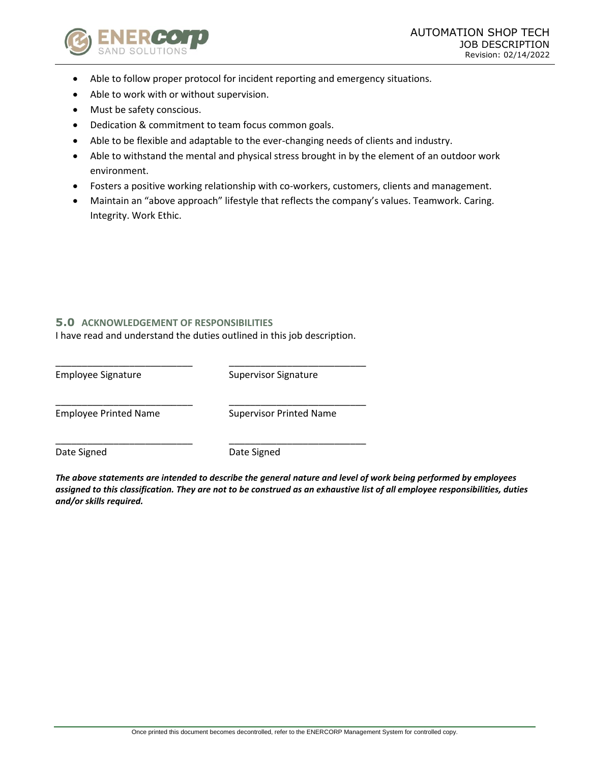- Able to follow proper protocol for incident reporting and emergency situations.
- Able to work with or without supervision.
- Must be safety conscious.
- Dedication & commitment to team focus common goals.
- Able to be flexible and adaptable to the ever-changing needs of clients and industry.
- Able to withstand the mental and physical stress brought in by the element of an outdoor work environment.
- Fosters a positive working relationship with co-workers, customers, clients and management.
- Maintain an "above approach" lifestyle that reflects the company's values. Teamwork. Caring. Integrity. Work Ethic.

## 5.0 ACKNOWLEDGEMENT OF RESPONSIBILITIES

I have read and understand the duties outlined in this job description.

| | |
|---|---|
| ___________________________ | ___________________________ |
| Employee Signature | Supervisor Signature |
| ___________________________ | ___________________________ |
| Employee Printed Name | Supervisor Printed Name |
| ___________________________ | ___________________________ |
| Date Signed | Date Signed |

***The above statements are intended to describe the general nature and level of work being performed by employees assigned to this classification. They are not to be construed as an exhaustive list of all employee responsibilities, duties and/or skills required.***